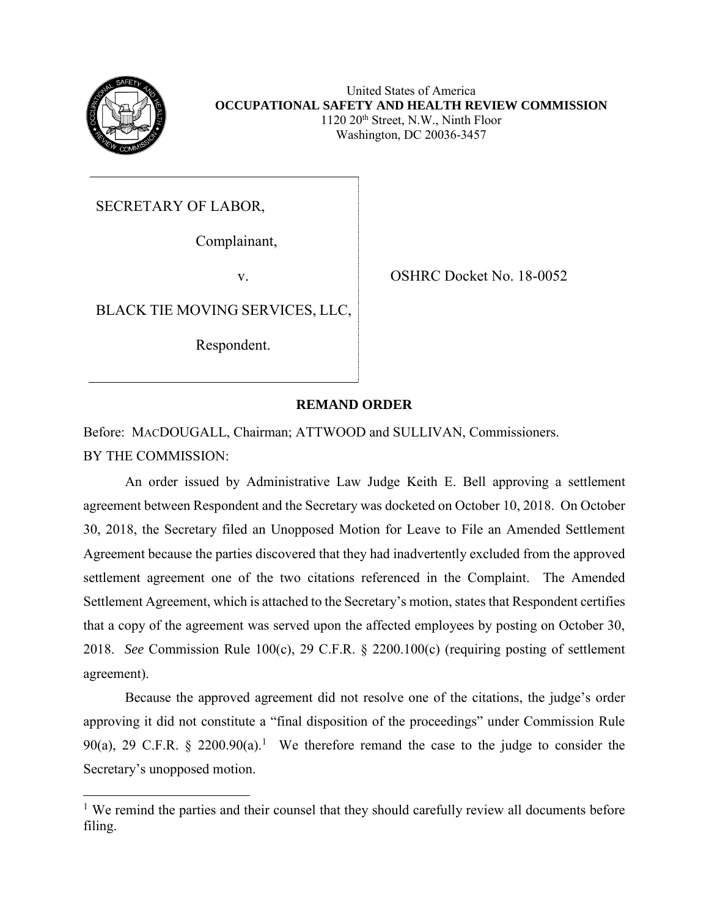United States of America
**OCCUPATIONAL SAFETY AND HEALTH REVIEW COMMISSION**
1120 20th Street, N.W., Ninth Floor
Washington, DC 20036-3457

SECRETARY OF LABOR,

Complainant,

v.

BLACK TIE MOVING SERVICES, LLC,

Respondent.

OSHRC Docket No. 18-0052

## REMAND ORDER

Before: MACDOUGALL, Chairman; ATTWOOD and SULLIVAN, Commissioners.

BY THE COMMISSION:

An order issued by Administrative Law Judge Keith E. Bell approving a settlement agreement between Respondent and the Secretary was docketed on October 10, 2018. On October 30, 2018, the Secretary filed an Unopposed Motion for Leave to File an Amended Settlement Agreement because the parties discovered that they had inadvertently excluded from the approved settlement agreement one of the two citations referenced in the Complaint. The Amended Settlement Agreement, which is attached to the Secretary's motion, states that Respondent certifies that a copy of the agreement was served upon the affected employees by posting on October 30, 2018. *See* Commission Rule 100(c), 29 C.F.R. § 2200.100(c) (requiring posting of settlement agreement).

Because the approved agreement did not resolve one of the citations, the judge's order approving it did not constitute a "final disposition of the proceedings" under Commission Rule 90(a), 29 C.F.R. § 2200.90(a).[1] We therefore remand the case to the judge to consider the Secretary's unopposed motion.

[1] We remind the parties and their counsel that they should carefully review all documents before filing.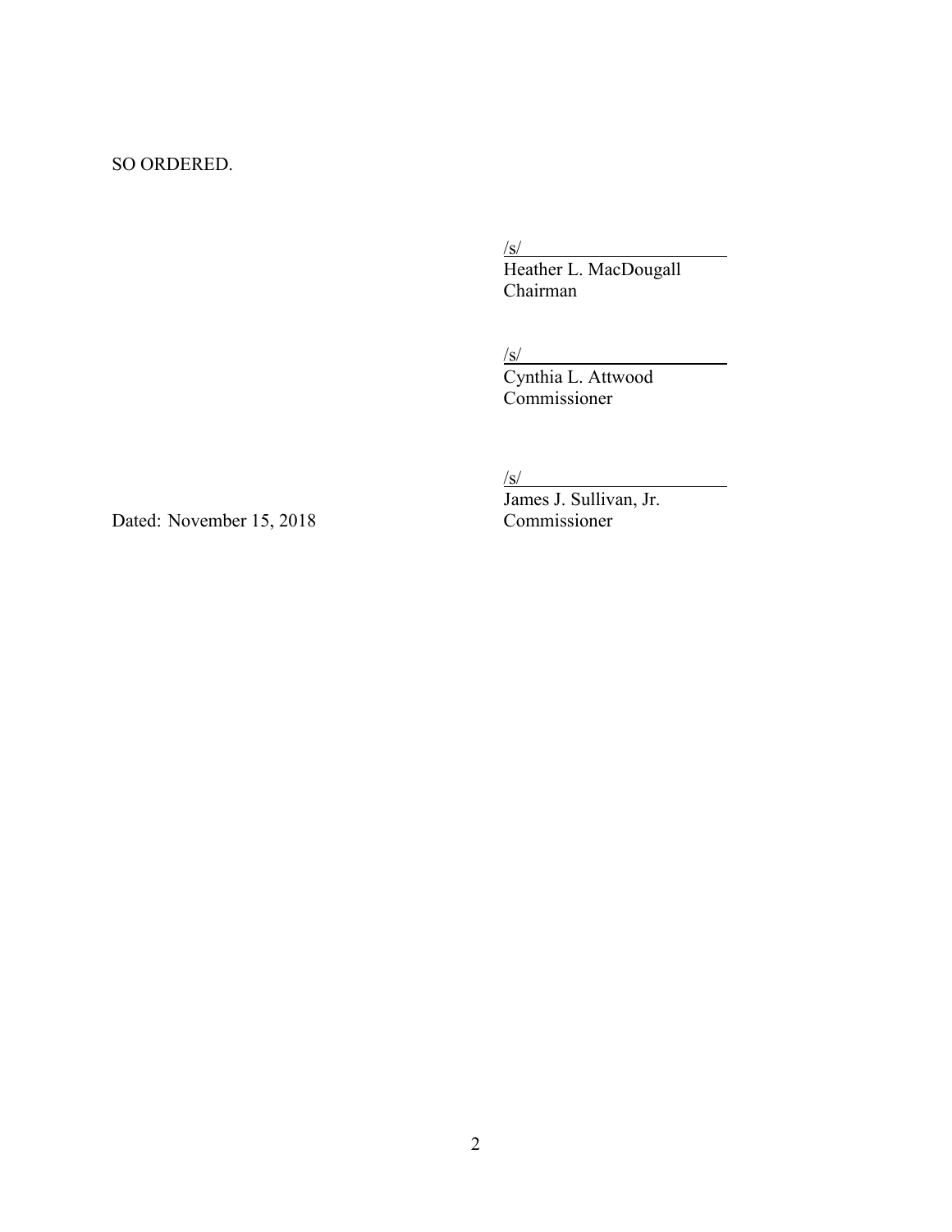SO ORDERED.

/s/
Heather L. MacDougall
Chairman

/s/
Cynthia L. Attwood
Commissioner

/s/
James J. Sullivan, Jr.
Commissioner

Dated: November 15, 2018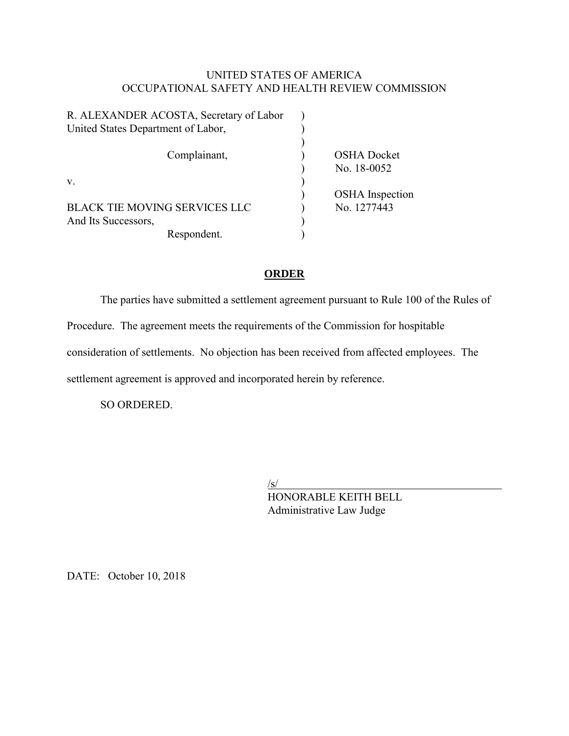UNITED STATES OF AMERICA
OCCUPATIONAL SAFETY AND HEALTH REVIEW COMMISSION

| | | |
|---|---|---|
| R. ALEXANDER ACOSTA, Secretary of Labor<br>United States Department of Labor, | ) | |
| Complainant, | ) | OSHA Docket<br>No. 18-0052 |
| v. | ) | |
| BLACK TIE MOVING SERVICES LLC<br>And Its Successors,<br>Respondent. | ) | OSHA Inspection<br>No. 1277443 |

## **ORDER**

The parties have submitted a settlement agreement pursuant to Rule 100 of the Rules of Procedure. The agreement meets the requirements of the Commission for hospitable consideration of settlements. No objection has been received from affected employees. The settlement agreement is approved and incorporated herein by reference.

SO ORDERED.

/s/
HONORABLE KEITH BELL
Administrative Law Judge

DATE: October 10, 2018